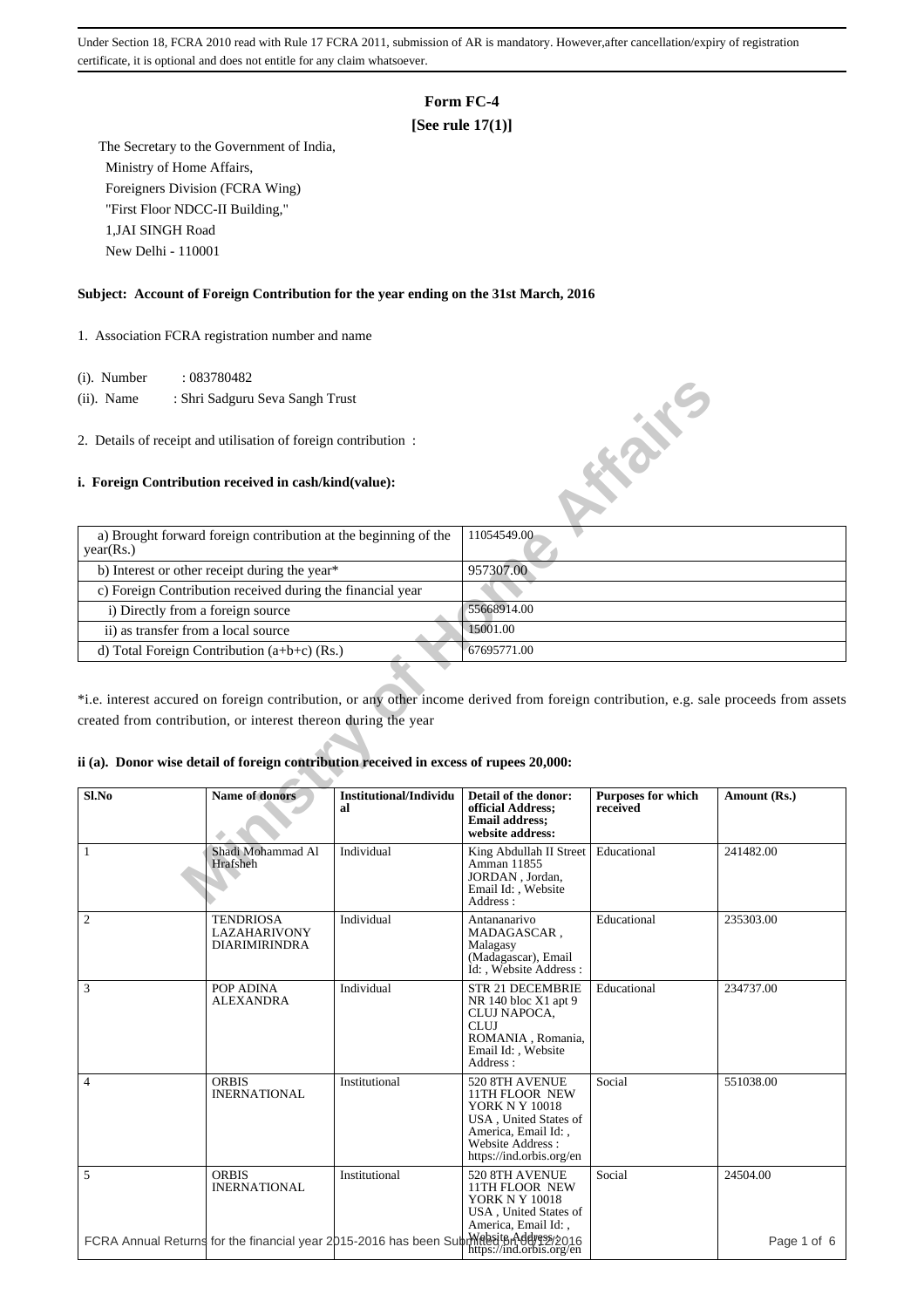Under Section 18, FCRA 2010 read with Rule 17 FCRA 2011, submission of AR is mandatory. However,after cancellation/expiry of registration certificate, it is optional and does not entitle for any claim whatsoever.

# Form FC-4

**[See rule 17(1)]**

The Secretary to the Government of India,
Ministry of Home Affairs,
Foreigners Division (FCRA Wing)
"First Floor NDCC-II Building,"
1,JAI SINGH Road
New Delhi - 110001

**Subject: Account of Foreign Contribution for the year ending on the 31st March, 2016**

1. Association FCRA registration number and name

(i). Number : 083780482

(ii). Name : Shri Sadguru Seva Sangh Trust

2. Details of receipt and utilisation of foreign contribution :

### i. Foreign Contribution received in cash/kind(value):

| | |
|---|---|
| a) Brought forward foreign contribution at the beginning of the year(Rs.) | 11054549.00 |
| b) Interest or other receipt during the year* | 957307.00 |
| c) Foreign Contribution received during the financial year | |
| i) Directly from a foreign source | 55668914.00 |
| ii) as transfer from a local source | 15001.00 |
| d) Total Foreign Contribution (a+b+c) (Rs.) | 67695771.00 |

*i.e. interest accured on foreign contribution, or any other income derived from foreign contribution, e.g. sale proceeds from assets created from contribution, or interest thereon during the year

### ii (a). Donor wise detail of foreign contribution received in excess of rupees 20,000:

| Sl.No | Name of donors | Institutional/Individual | Detail of the donor: official Address; Email address; website address: | Purposes for which received | Amount (Rs.) |
|---|---|---|---|---|---|
| 1 | Shadi Mohammad Al Hrafsheh | Individual | King Abdullah II Street Amman 11855 JORDAN , Jordan, Email Id: , Website Address : | Educational | 241482.00 |
| 2 | TENDRIOSA LAZAHARIVONY DIARIMIRINDRA | Individual | Antananarivo MADAGASCAR , Malagasy (Madagascar), Email Id: , Website Address : | Educational | 235303.00 |
| 3 | POP ADINA ALEXANDRA | Individual | STR 21 DECEMBRIE NR 140 bloc X1 apt 9 CLUJ NAPOCA, CLUJ ROMANIA , Romania, Email Id: , Website Address : | Educational | 234737.00 |
| 4 | ORBIS INERNATIONAL | Institutional | 520 8TH AVENUE 11TH FLOOR NEW YORK N Y 10018 USA , United States of America, Email Id: , Website Address : https://ind.orbis.org/en | Social | 551038.00 |
| 5 | ORBIS INERNATIONAL | Institutional | 520 8TH AVENUE 11TH FLOOR NEW YORK N Y 10018 USA , United States of America, Email Id: , Website Address : https://ind.orbis.org/en | Social | 24504.00 |

FCRA Annual Returns for the financial year 2015-2016 has been Submitted on 06/12/2016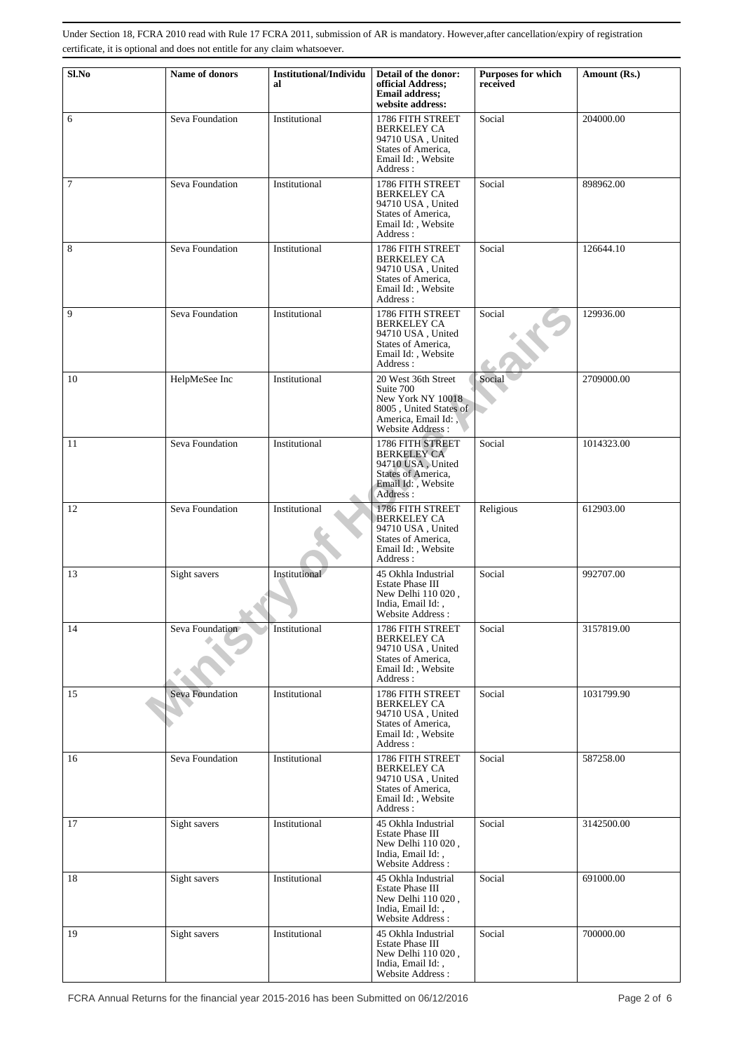Under Section 18, FCRA 2010 read with Rule 17 FCRA 2011, submission of AR is mandatory. However,after cancellation/expiry of registration certificate, it is optional and does not entitle for any claim whatsoever.

| Sl.No | Name of donors | Institutional/Individual | Detail of the donor: official Address; Email address; website address: | Purposes for which received | Amount (Rs.) |
|---|---|---|---|---|---|
| 6 | Seva Foundation | Institutional | 1786 FITH STREET BERKELEY CA 94710 USA , United States of America, Email Id: , Website Address : | Social | 204000.00 |
| 7 | Seva Foundation | Institutional | 1786 FITH STREET BERKELEY CA 94710 USA , United States of America, Email Id: , Website Address : | Social | 898962.00 |
| 8 | Seva Foundation | Institutional | 1786 FITH STREET BERKELEY CA 94710 USA , United States of America, Email Id: , Website Address : | Social | 126644.10 |
| 9 | Seva Foundation | Institutional | 1786 FITH STREET BERKELEY CA 94710 USA , United States of America, Email Id: , Website Address : | Social | 129936.00 |
| 10 | HelpMeSee Inc | Institutional | 20 West 36th Street Suite 700 New York NY 10018 8005 , United States of America, Email Id: , Website Address : | Social | 2709000.00 |
| 11 | Seva Foundation | Institutional | 1786 FITH STREET BERKELEY CA 94710 USA , United States of America, Email Id: , Website Address : | Social | 1014323.00 |
| 12 | Seva Foundation | Institutional | 1786 FITH STREET BERKELEY CA 94710 USA , United States of America, Email Id: , Website Address : | Religious | 612903.00 |
| 13 | Sight savers | Institutional | 45 Okhla Industrial Estate Phase III New Delhi 110 020 , India, Email Id: , Website Address : | Social | 992707.00 |
| 14 | Seva Foundation | Institutional | 1786 FITH STREET BERKELEY CA 94710 USA , United States of America, Email Id: , Website Address : | Social | 3157819.00 |
| 15 | Seva Foundation | Institutional | 1786 FITH STREET BERKELEY CA 94710 USA , United States of America, Email Id: , Website Address : | Social | 1031799.90 |
| 16 | Seva Foundation | Institutional | 1786 FITH STREET BERKELEY CA 94710 USA , United States of America, Email Id: , Website Address : | Social | 587258.00 |
| 17 | Sight savers | Institutional | 45 Okhla Industrial Estate Phase III New Delhi 110 020 , India, Email Id: , Website Address : | Social | 3142500.00 |
| 18 | Sight savers | Institutional | 45 Okhla Industrial Estate Phase III New Delhi 110 020 , India, Email Id: , Website Address : | Social | 691000.00 |
| 19 | Sight savers | Institutional | 45 Okhla Industrial Estate Phase III New Delhi 110 020 , India, Email Id: , Website Address : | Social | 700000.00 |

FCRA Annual Returns for the financial year 2015-2016 has been Submitted on 06/12/2016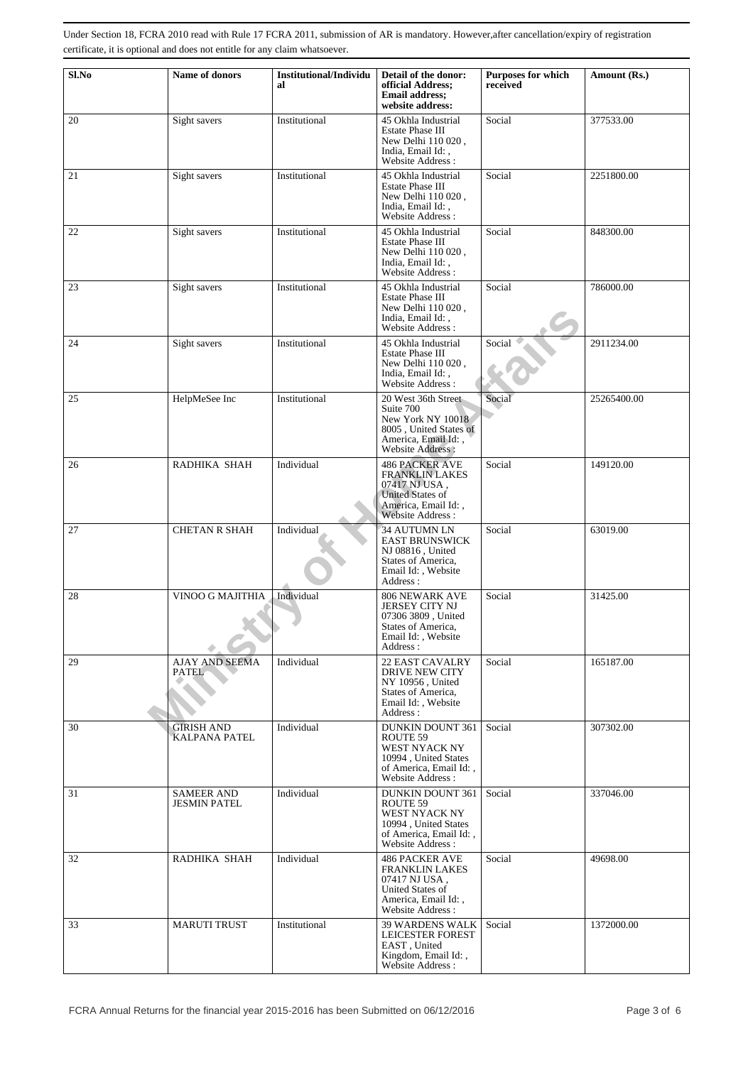Under Section 18, FCRA 2010 read with Rule 17 FCRA 2011, submission of AR is mandatory. However,after cancellation/expiry of registration certificate, it is optional and does not entitle for any claim whatsoever.

| Sl.No | Name of donors | Institutional/Individual | Detail of the donor: official Address; Email address; website address: | Purposes for which received | Amount (Rs.) |
|---|---|---|---|---|---|
| 20 | Sight savers | Institutional | 45 Okhla Industrial Estate Phase III New Delhi 110 020 , India, Email Id: , Website Address : | Social | 377533.00 |
| 21 | Sight savers | Institutional | 45 Okhla Industrial Estate Phase III New Delhi 110 020 , India, Email Id: , Website Address : | Social | 2251800.00 |
| 22 | Sight savers | Institutional | 45 Okhla Industrial Estate Phase III New Delhi 110 020 , India, Email Id: , Website Address : | Social | 848300.00 |
| 23 | Sight savers | Institutional | 45 Okhla Industrial Estate Phase III New Delhi 110 020 , India, Email Id: , Website Address : | Social | 786000.00 |
| 24 | Sight savers | Institutional | 45 Okhla Industrial Estate Phase III New Delhi 110 020 , India, Email Id: , Website Address : | Social | 2911234.00 |
| 25 | HelpMeSee Inc | Institutional | 20 West 36th Street Suite 700 New York NY 10018 8005 , United States of America, Email Id: , Website Address : | Social | 25265400.00 |
| 26 | RADHIKA SHAH | Individual | 486 PACKER AVE FRANKLIN LAKES 07417 NJ USA , United States of America, Email Id: , Website Address : | Social | 149120.00 |
| 27 | CHETAN R SHAH | Individual | 34 AUTUMN LN EAST BRUNSWICK NJ 08816 , United States of America, Email Id: , Website Address : | Social | 63019.00 |
| 28 | VINOO G MAJITHIA | Individual | 806 NEWARK AVE JERSEY CITY NJ 07306 3809 , United States of America, Email Id: , Website Address : | Social | 31425.00 |
| 29 | AJAY AND SEEMA PATEL | Individual | 22 EAST CAVALRY DRIVE NEW CITY NY 10956 , United States of America, Email Id: , Website Address : | Social | 165187.00 |
| 30 | GIRISH AND KALPANA PATEL | Individual | DUNKIN DOUNT 361 ROUTE 59 WEST NYACK NY 10994 , United States of America, Email Id: , Website Address : | Social | 307302.00 |
| 31 | SAMEER AND JESMIN PATEL | Individual | DUNKIN DOUNT 361 ROUTE 59 WEST NYACK NY 10994 , United States of America, Email Id: , Website Address : | Social | 337046.00 |
| 32 | RADHIKA SHAH | Individual | 486 PACKER AVE FRANKLIN LAKES 07417 NJ USA , United States of America, Email Id: , Website Address : | Social | 49698.00 |
| 33 | MARUTI TRUST | Institutional | 39 WARDENS WALK LEICESTER FOREST EAST , United Kingdom, Email Id: , Website Address : | Social | 1372000.00 |

FCRA Annual Returns for the financial year 2015-2016 has been Submitted on 06/12/2016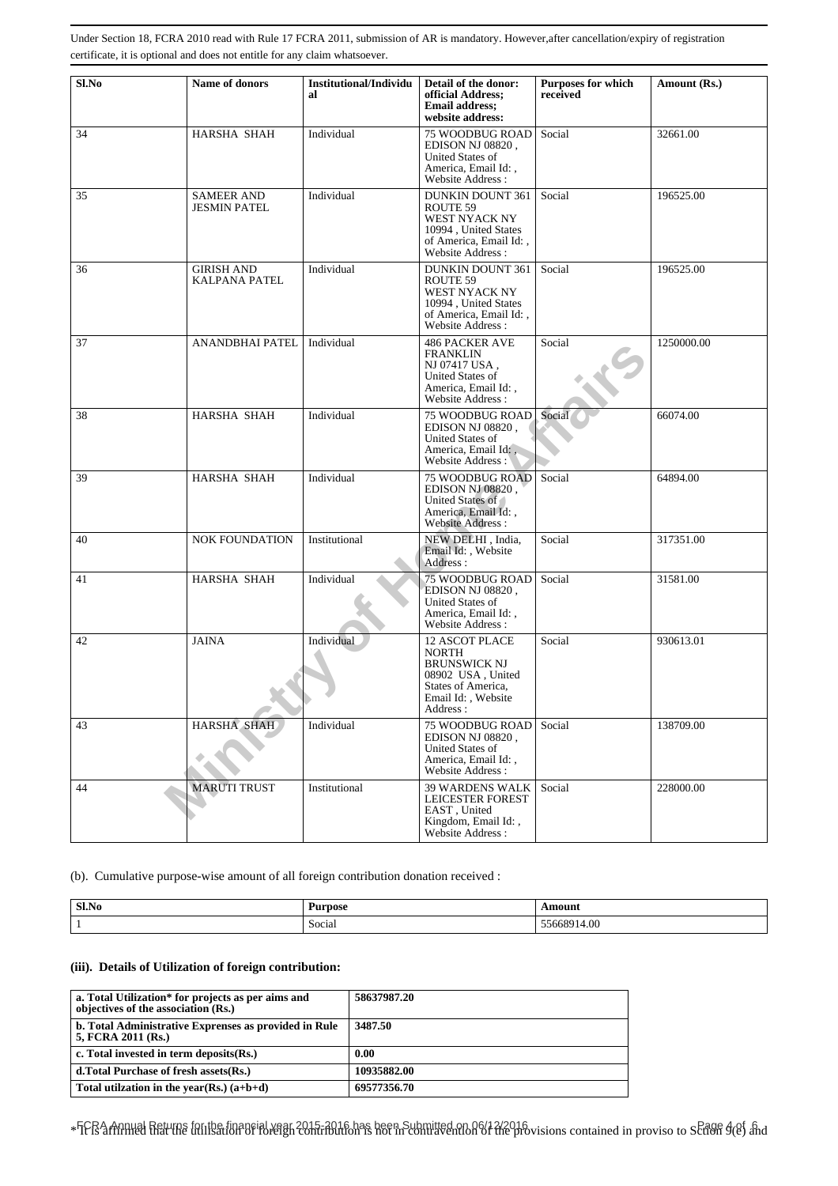Under Section 18, FCRA 2010 read with Rule 17 FCRA 2011, submission of AR is mandatory. However,after cancellation/expiry of registration certificate, it is optional and does not entitle for any claim whatsoever.

| Sl.No | Name of donors | Institutional/Individual | Detail of the donor: official Address; Email address; website address: | Purposes for which received | Amount (Rs.) |
|---|---|---|---|---|---|
| 34 | HARSHA SHAH | Individual | 75 WOODBUG ROAD EDISON NJ 08820 , United States of America, Email Id: , Website Address : | Social | 32661.00 |
| 35 | SAMEER AND JESMIN PATEL | Individual | DUNKIN DOUNT 361 ROUTE 59 WEST NYACK NY 10994 , United States of America, Email Id: , Website Address : | Social | 196525.00 |
| 36 | GIRISH AND KALPANA PATEL | Individual | DUNKIN DOUNT 361 ROUTE 59 WEST NYACK NY 10994 , United States of America, Email Id: , Website Address : | Social | 196525.00 |
| 37 | ANANDBHAI PATEL | Individual | 486 PACKER AVE FRANKLIN NJ 07417 USA , United States of America, Email Id: , Website Address : | Social | 1250000.00 |
| 38 | HARSHA SHAH | Individual | 75 WOODBUG ROAD EDISON NJ 08820 , United States of America, Email Id: , Website Address : | Social | 66074.00 |
| 39 | HARSHA SHAH | Individual | 75 WOODBUG ROAD EDISON NJ 08820 , United States of America, Email Id: , Website Address : | Social | 64894.00 |
| 40 | NOK FOUNDATION | Institutional | NEW DELHI , India, Email Id: , Website Address : | Social | 317351.00 |
| 41 | HARSHA SHAH | Individual | 75 WOODBUG ROAD EDISON NJ 08820 , United States of America, Email Id: , Website Address : | Social | 31581.00 |
| 42 | JAINA | Individual | 12 ASCOT PLACE NORTH BRUNSWICK NJ 08902 USA , United States of America, Email Id: , Website Address : | Social | 930613.01 |
| 43 | HARSHA SHAH | Individual | 75 WOODBUG ROAD EDISON NJ 08820 , United States of America, Email Id: , Website Address : | Social | 138709.00 |
| 44 | MARUTI TRUST | Institutional | 39 WARDENS WALK LEICESTER FOREST EAST , United Kingdom, Email Id: , Website Address : | Social | 228000.00 |

(b). Cumulative purpose-wise amount of all foreign contribution donation received :

| Sl.No | Purpose | Amount |
|---|---|---|
| 1 | Social | 55668914.00 |

### (iii). Details of Utilization of foreign contribution:

| | |
|---|---|
| **a. Total Utilization\* for projects as per aims and objectives of the association (Rs.)** | **58637987.20** |
| **b. Total Administrative Exprenses as provided in Rule 5, FCRA 2011 (Rs.)** | **3487.50** |
| **c. Total invested in term deposits(Rs.)** | **0.00** |
| **d.Total Purchase of fresh assets(Rs.)** | **10935882.00** |
| **Total utilzation in the year(Rs.) (a+b+d)** | **69577356.70** |

\* It is affirmed that the utilisation of foreign contribution is not in contravention of the provisions contained in proviso to Sction 9(e) and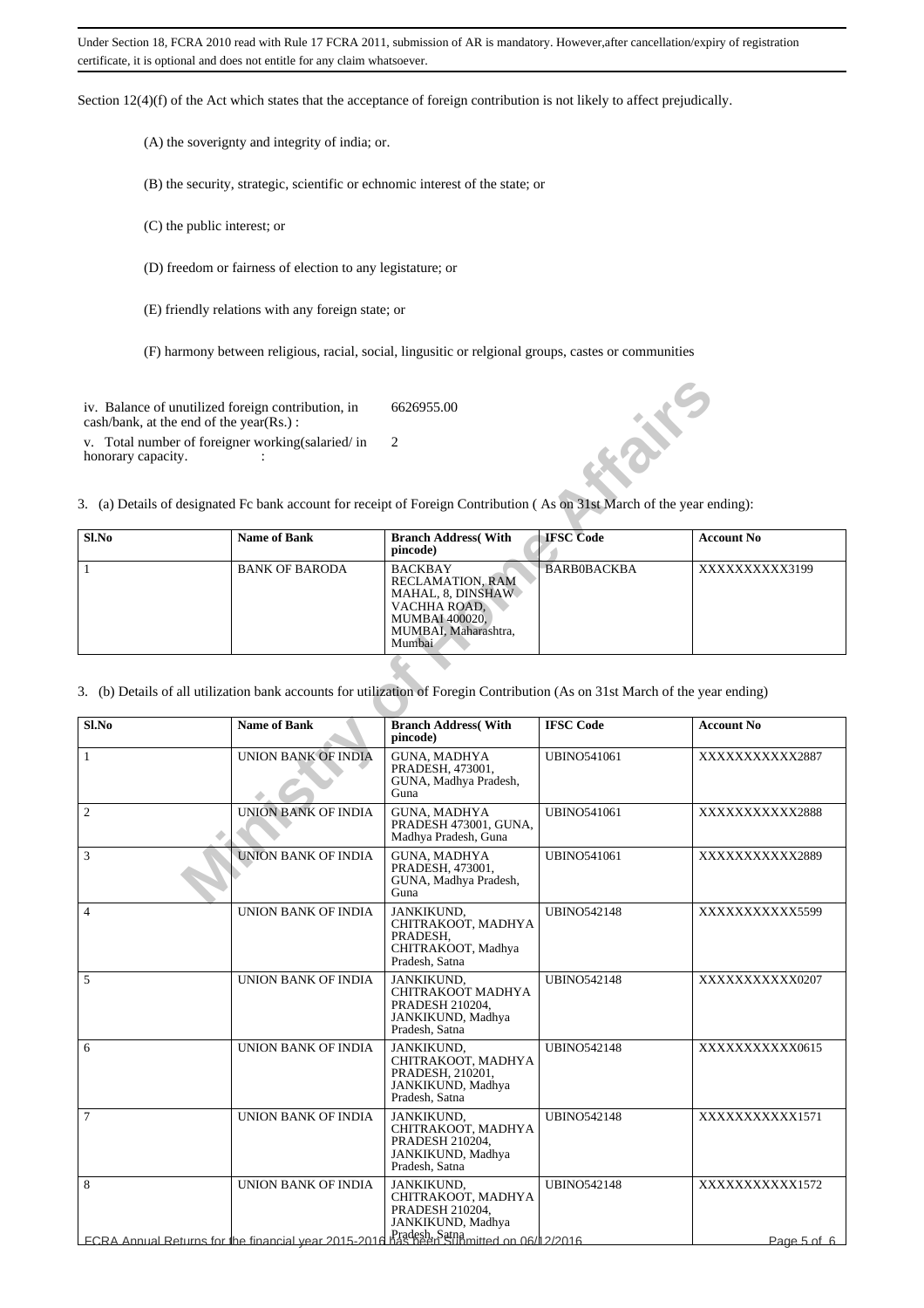Under Section 18, FCRA 2010 read with Rule 17 FCRA 2011, submission of AR is mandatory. However,after cancellation/expiry of registration certificate, it is optional and does not entitle for any claim whatsoever.

Section 12(4)(f) of the Act which states that the acceptance of foreign contribution is not likely to affect prejudically.

(A) the soverignty and integrity of india; or.

(B) the security, strategic, scientific or echnomic interest of the state; or

(C) the public interest; or

(D) freedom or fairness of election to any legistature; or

(E) friendly relations with any foreign state; or

(F) harmony between religious, racial, social, lingusitic or relgional groups, castes or communities

| | |
|---|---|
| iv. Balance of unutilized foreign contribution, in cash/bank, at the end of the year(Rs.) : | 6626955.00 |
| v. Total number of foreigner working(salaried/ in honorary capacity. : | 2 |

3. (a) Details of designated Fc bank account for receipt of Foreign Contribution ( As on 31st March of the year ending):

| Sl.No | Name of Bank | Branch Address( With pincode) | IFSC Code | Account No |
|---|---|---|---|---|
| 1 | BANK OF BARODA | BACKBAY RECLAMATION, RAM MAHAL, 8, DINSHAW VACHHA ROAD, MUMBAI 400020, MUMBAI, Maharashtra, Mumbai | BARB0BACKBA | XXXXXXXXX3199 |

3. (b) Details of all utilization bank accounts for utilization of Foregin Contribution (As on 31st March of the year ending)

| Sl.No | Name of Bank | Branch Address( With pincode) | IFSC Code | Account No |
|---|---|---|---|---|
| 1 | UNION BANK OF INDIA | GUNA, MADHYA PRADESH, 473001, GUNA, Madhya Pradesh, Guna | UBIN0541061 | XXXXXXXXXXX2887 |
| 2 | UNION BANK OF INDIA | GUNA, MADHYA PRADESH 473001, GUNA, Madhya Pradesh, Guna | UBIN0541061 | XXXXXXXXXXX2888 |
| 3 | UNION BANK OF INDIA | GUNA, MADHYA PRADESH, 473001, GUNA, Madhya Pradesh, Guna | UBIN0541061 | XXXXXXXXXXX2889 |
| 4 | UNION BANK OF INDIA | JANKIKUND, CHITRAKOOT, MADHYA PRADESH, CHITRAKOOT, Madhya Pradesh, Satna | UBIN0542148 | XXXXXXXXXXX5599 |
| 5 | UNION BANK OF INDIA | JANKIKUND, CHITRAKOOT MADHYA PRADESH 210204, JANKIKUND, Madhya Pradesh, Satna | UBIN0542148 | XXXXXXXXXXX0207 |
| 6 | UNION BANK OF INDIA | JANKIKUND, CHITRAKOOT, MADHYA PRADESH, 210201, JANKIKUND, Madhya Pradesh, Satna | UBIN0542148 | XXXXXXXXXXX0615 |
| 7 | UNION BANK OF INDIA | JANKIKUND, CHITRAKOOT, MADHYA PRADESH 210204, JANKIKUND, Madhya Pradesh, Satna | UBIN0542148 | XXXXXXXXXXX1571 |
| 8 | UNION BANK OF INDIA | JANKIKUND, CHITRAKOOT, MADHYA PRADESH 210204, JANKIKUND, Madhya Pradesh, Satna | UBIN0542148 | XXXXXXXXXXX1572 |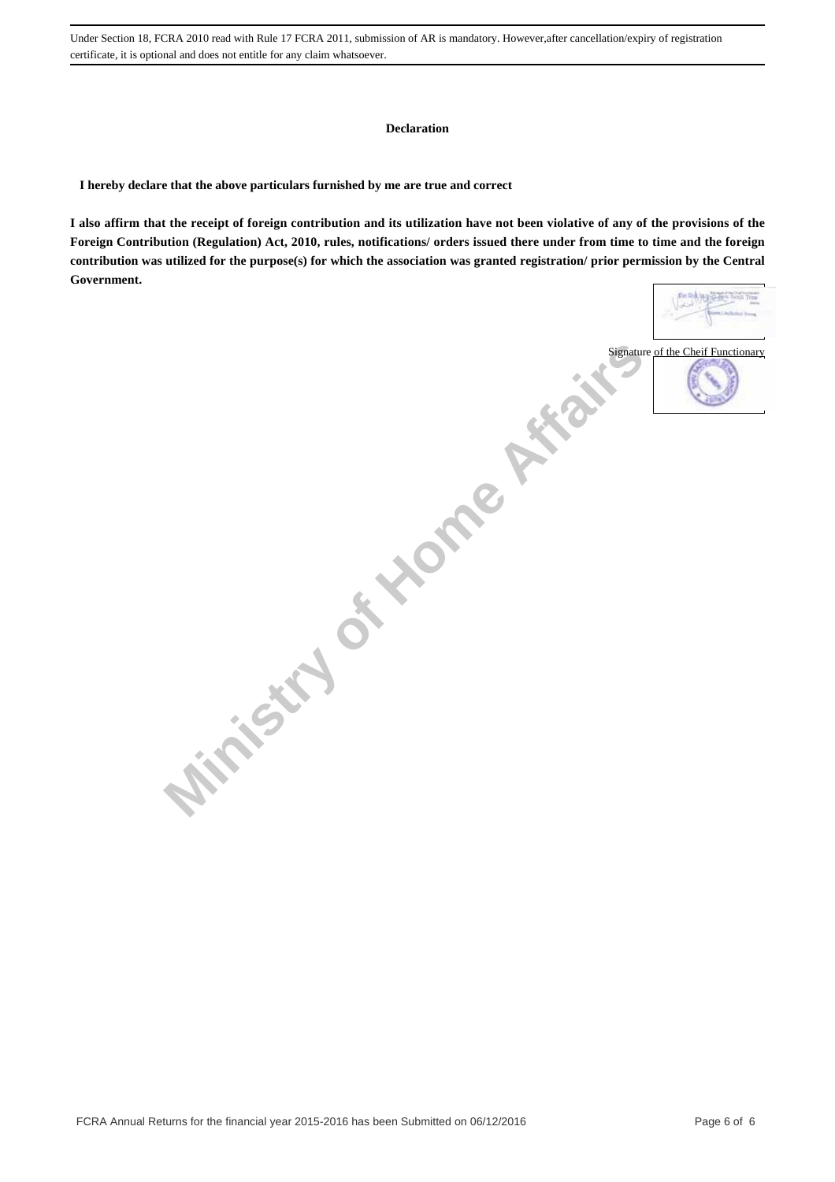Under Section 18, FCRA 2010 read with Rule 17 FCRA 2011, submission of AR is mandatory. However,after cancellation/expiry of registration certificate, it is optional and does not entitle for any claim whatsoever.

**Declaration**

**I hereby declare that the above particulars furnished by me are true and correct**

**I also affirm that the receipt of foreign contribution and its utilization have not been violative of any of the provisions of the Foreign Contribution (Regulation) Act, 2010, rules, notifications/ orders issued there under from time to time and the foreign contribution was utilized for the purpose(s) for which the association was granted registration/ prior permission by the Central Government.**

Signature of the Cheif Functionary

FCRA Annual Returns for the financial year 2015-2016 has been Submitted on 06/12/2016